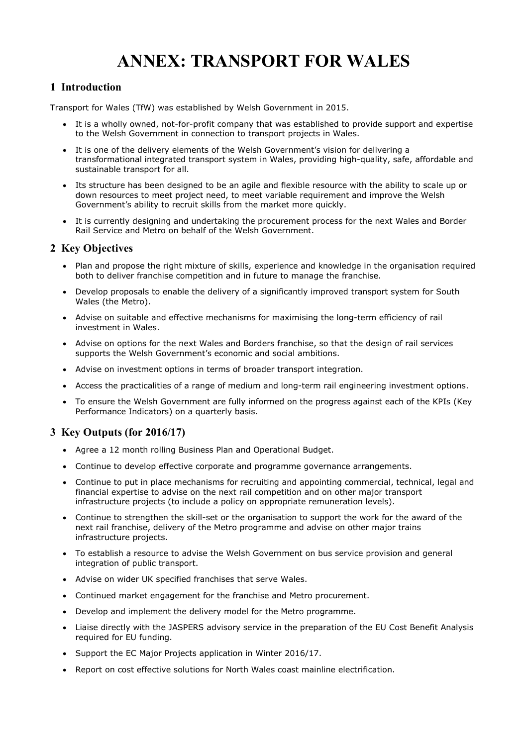# ANNEX: TRANSPORT FOR WALES

## 1 Introduction

Transport for Wales (TfW) was established by Welsh Government in 2015.

- It is a wholly owned, not-for-profit company that was established to provide support and expertise to the Welsh Government in connection to transport projects in Wales.
- It is one of the delivery elements of the Welsh Government's vision for delivering a transformational integrated transport system in Wales, providing high-quality, safe, affordable and sustainable transport for all.
- Its structure has been designed to be an agile and flexible resource with the ability to scale up or down resources to meet project need, to meet variable requirement and improve the Welsh Government's ability to recruit skills from the market more quickly.
- It is currently designing and undertaking the procurement process for the next Wales and Border Rail Service and Metro on behalf of the Welsh Government.

## 2 Key Objectives

- Plan and propose the right mixture of skills, experience and knowledge in the organisation required both to deliver franchise competition and in future to manage the franchise.
- Develop proposals to enable the delivery of a significantly improved transport system for South Wales (the Metro).
- Advise on suitable and effective mechanisms for maximising the long-term efficiency of rail investment in Wales.
- Advise on options for the next Wales and Borders franchise, so that the design of rail services supports the Welsh Government's economic and social ambitions.
- Advise on investment options in terms of broader transport integration.
- Access the practicalities of a range of medium and long-term rail engineering investment options.
- To ensure the Welsh Government are fully informed on the progress against each of the KPIs (Key Performance Indicators) on a quarterly basis.

## 3 Key Outputs (for 2016/17)

- Agree a 12 month rolling Business Plan and Operational Budget.
- Continue to develop effective corporate and programme governance arrangements.
- Continue to put in place mechanisms for recruiting and appointing commercial, technical, legal and financial expertise to advise on the next rail competition and on other major transport infrastructure projects (to include a policy on appropriate remuneration levels).
- Continue to strengthen the skill-set or the organisation to support the work for the award of the next rail franchise, delivery of the Metro programme and advise on other major trains infrastructure projects.
- To establish a resource to advise the Welsh Government on bus service provision and general integration of public transport.
- Advise on wider UK specified franchises that serve Wales.
- Continued market engagement for the franchise and Metro procurement.
- Develop and implement the delivery model for the Metro programme.
- Liaise directly with the JASPERS advisory service in the preparation of the EU Cost Benefit Analysis required for EU funding.
- Support the EC Major Projects application in Winter 2016/17.
- Report on cost effective solutions for North Wales coast mainline electrification.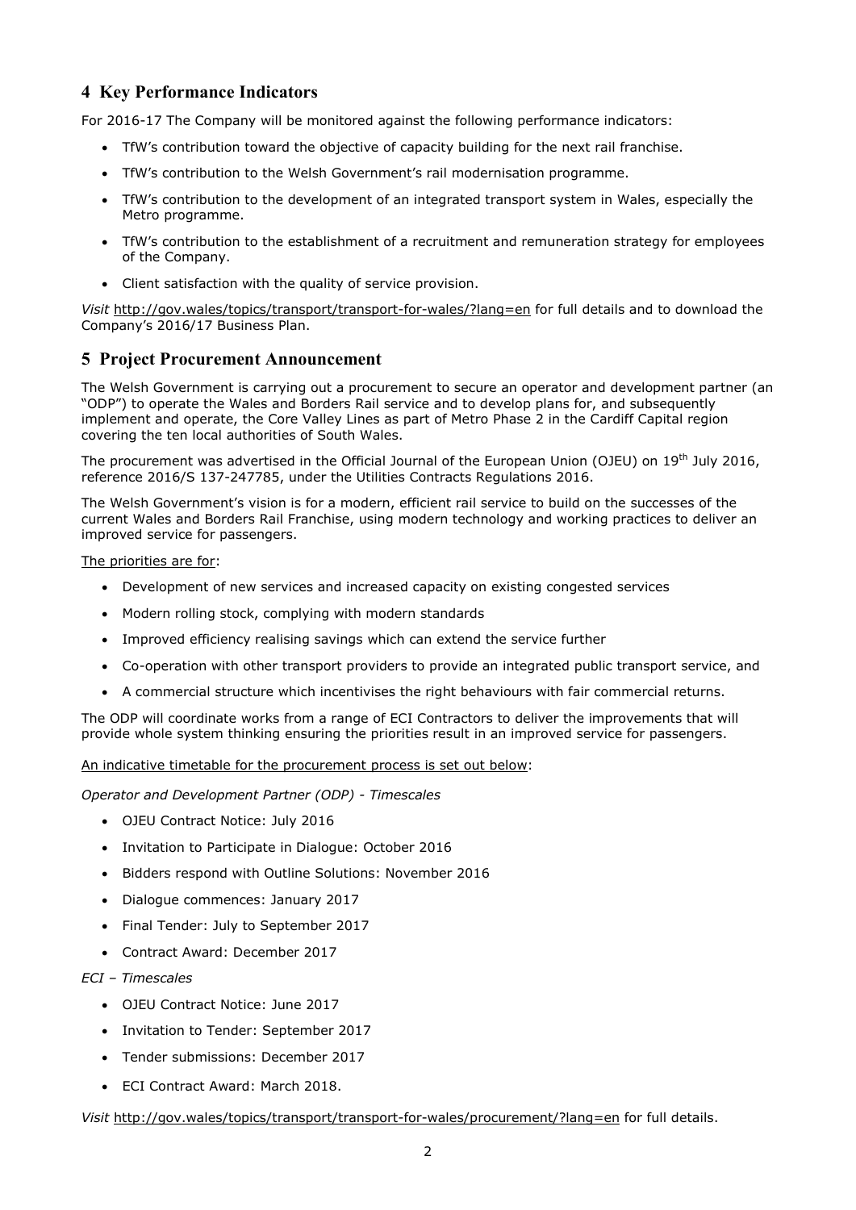## 4 Key Performance Indicators

For 2016-17 The Company will be monitored against the following performance indicators:

- TfW's contribution toward the objective of capacity building for the next rail franchise.
- TfW's contribution to the Welsh Government's rail modernisation programme.
- TfW's contribution to the development of an integrated transport system in Wales, especially the Metro programme.
- TfW's contribution to the establishment of a recruitment and remuneration strategy for employees of the Company.
- Client satisfaction with the quality of service provision.

*Visit* http://gov.wales/topics/transport/transport-for-wales/?lang=en for full details and to download the Company's 2016/17 Business Plan.

## 5 Project Procurement Announcement

The Welsh Government is carrying out a procurement to secure an operator and development partner (an "ODP") to operate the Wales and Borders Rail service and to develop plans for, and subsequently implement and operate, the Core Valley Lines as part of Metro Phase 2 in the Cardiff Capital region covering the ten local authorities of South Wales.

The procurement was advertised in the Official Journal of the European Union (OJEU) on 19th July 2016, reference 2016/S 137-247785, under the Utilities Contracts Regulations 2016.

The Welsh Government's vision is for a modern, efficient rail service to build on the successes of the current Wales and Borders Rail Franchise, using modern technology and working practices to deliver an improved service for passengers.

The priorities are for:

- Development of new services and increased capacity on existing congested services
- Modern rolling stock, complying with modern standards
- Improved efficiency realising savings which can extend the service further
- Co-operation with other transport providers to provide an integrated public transport service, and
- A commercial structure which incentivises the right behaviours with fair commercial returns.

The ODP will coordinate works from a range of ECI Contractors to deliver the improvements that will provide whole system thinking ensuring the priorities result in an improved service for passengers.

An indicative timetable for the procurement process is set out below:

*Operator and Development Partner (ODP) - Timescales*

- OJEU Contract Notice: July 2016
- Invitation to Participate in Dialogue: October 2016
- Bidders respond with Outline Solutions: November 2016
- Dialogue commences: January 2017
- Final Tender: July to September 2017
- Contract Award: December 2017

*ECI – Timescales*

- OJEU Contract Notice: June 2017
- Invitation to Tender: September 2017
- Tender submissions: December 2017
- ECI Contract Award: March 2018.

*Visit* http://gov.wales/topics/transport/transport-for-wales/procurement/?lang=en for full details.